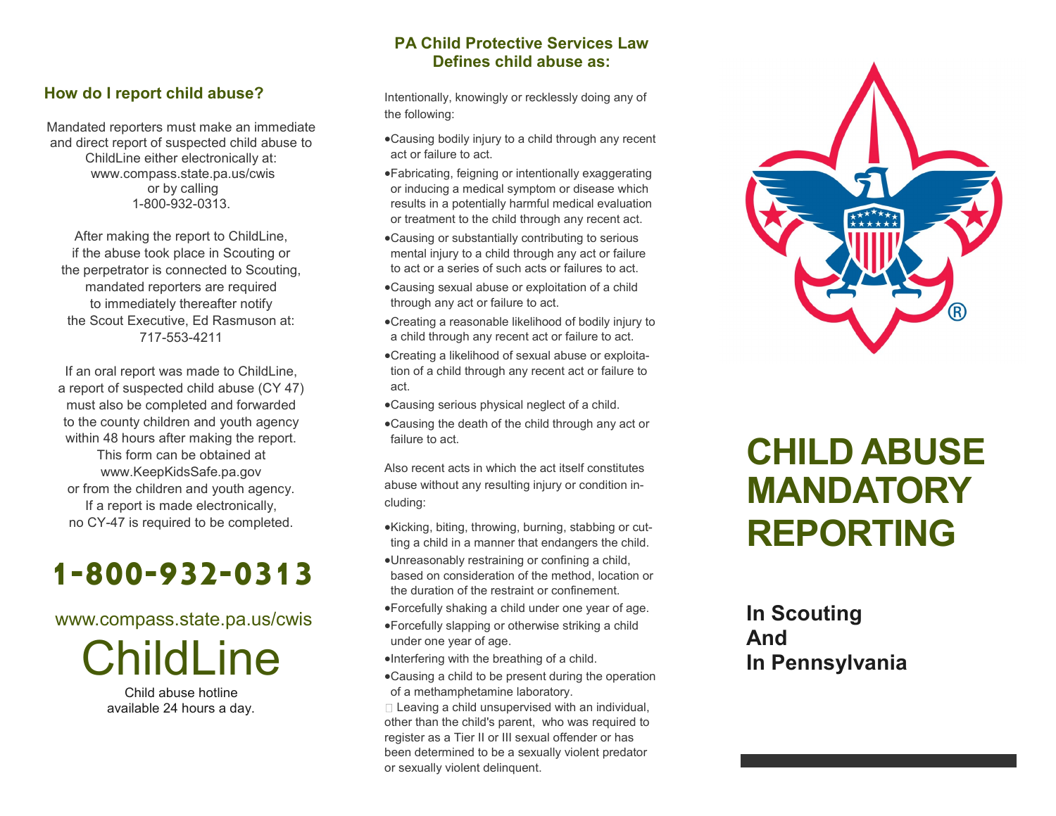## How do I report child abuse?

Mandated reporters must make an immediate and direct report of suspected child abuse to ChildLine either electronically at: www.compass.state.pa.us/cwis or by calling 1-800-932-0313.

After making the report to ChildLine, if the abuse took place in Scouting or the perpetrator is connected to Scouting, mandated reporters are required to immediately thereafter notify the Scout Executive, Ed Rasmuson at: 717-553-4211

If an oral report was made to ChildLine, a report of suspected child abuse (CY 47) must also be completed and forwarded to the county children and youth agency within 48 hours after making the report. This form can be obtained at www.KeepKidsSafe.pa.gov or from the children and youth agency. If a report is made electronically, no CY-47 is required to be completed.

# 1-800-932-0313

www.compass.state.pa.us/cwis

# ChildLine

Child abuse hotline available 24 hours a day.

## PA Child Protective Services Law Defines child abuse as:

Intentionally, knowingly or recklessly doing any of the following:

- Causing bodily injury to a child through any recent act or failure to act.
- Fabricating, feigning or intentionally exaggerating or inducing a medical symptom or disease which results in a potentially harmful medical evaluation or treatment to the child through any recent act.
- Causing or substantially contributing to serious mental injury to a child through any act or failure to act or a series of such acts or failures to act.
- Causing sexual abuse or exploitation of a child through any act or failure to act.
- Creating a reasonable likelihood of bodily injury to a child through any recent act or failure to act.
- Creating a likelihood of sexual abuse or exploitation of a child through any recent act or failure to act.
- Causing serious physical neglect of a child.
- Causing the death of the child through any act or failure to act.

Also recent acts in which the act itself constitutes abuse without any resulting injury or condition including:

- Kicking, biting, throwing, burning, stabbing or cutting a child in a manner that endangers the child.
- Unreasonably restraining or confining a child, based on consideration of the method, location or the duration of the restraint or confinement.
- Forcefully shaking a child under one year of age.
- Forcefully slapping or otherwise striking a child under one year of age.
- Interfering with the breathing of a child.
- Causing a child to be present during the operation of a methamphetamine laboratory.
- Leaving a child unsupervised with an individual, other than the child's parent, who was required to register as a Tier II or III sexual offender or has been determined to be a sexually violent predator or sexually violent delinquent.

# CHILD ABUSE MANDATORY REPORTING

## In Scouting And In Pennsylvania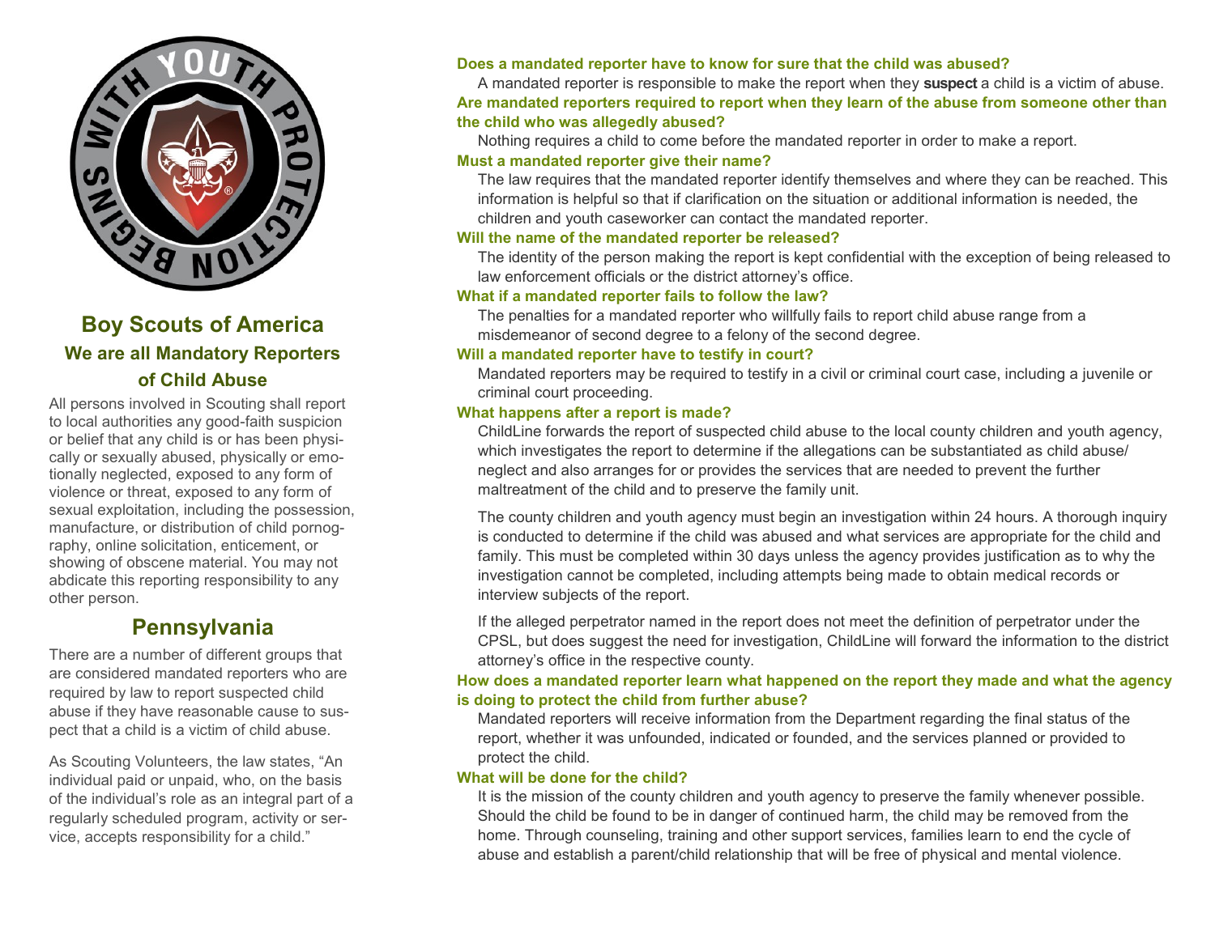## Boy Scouts of America

### We are all Mandatory Reporters of Child Abuse

All persons involved in Scouting shall report to local authorities any good-faith suspicion or belief that any child is or has been physically or sexually abused, physically or emotionally neglected, exposed to any form of violence or threat, exposed to any form of sexual exploitation, including the possession, manufacture, or distribution of child pornography, online solicitation, enticement, or showing of obscene material. You may not abdicate this reporting responsibility to any other person.

## Pennsylvania

There are a number of different groups that are considered mandated reporters who are required by law to report suspected child abuse if they have reasonable cause to suspect that a child is a victim of child abuse.

As Scouting Volunteers, the law states, “An individual paid or unpaid, who, on the basis of the individual’s role as an integral part of a regularly scheduled program, activity or service, accepts responsibility for a child.”

#### Does a mandated reporter have to know for sure that the child was abused?

A mandated reporter is responsible to make the report when they **suspect** a child is a victim of abuse.

#### Are mandated reporters required to report when they learn of the abuse from someone other than the child who was allegedly abused?

Nothing requires a child to come before the mandated reporter in order to make a report.

#### Must a mandated reporter give their name?

The law requires that the mandated reporter identify themselves and where they can be reached. This information is helpful so that if clarification on the situation or additional information is needed, the children and youth caseworker can contact the mandated reporter.

#### Will the name of the mandated reporter be released?

The identity of the person making the report is kept confidential with the exception of being released to law enforcement officials or the district attorney’s office.

#### What if a mandated reporter fails to follow the law?

The penalties for a mandated reporter who willfully fails to report child abuse range from a misdemeanor of second degree to a felony of the second degree.

#### Will a mandated reporter have to testify in court?

Mandated reporters may be required to testify in a civil or criminal court case, including a juvenile or criminal court proceeding.

#### What happens after a report is made?

ChildLine forwards the report of suspected child abuse to the local county children and youth agency, which investigates the report to determine if the allegations can be substantiated as child abuse/neglect and also arranges for or provides the services that are needed to prevent the further maltreatment of the child and to preserve the family unit.

The county children and youth agency must begin an investigation within 24 hours. A thorough inquiry is conducted to determine if the child was abused and what services are appropriate for the child and family. This must be completed within 30 days unless the agency provides justification as to why the investigation cannot be completed, including attempts being made to obtain medical records or interview subjects of the report.

If the alleged perpetrator named in the report does not meet the definition of perpetrator under the CPSL, but does suggest the need for investigation, ChildLine will forward the information to the district attorney’s office in the respective county.

#### How does a mandated reporter learn what happened on the report they made and what the agency is doing to protect the child from further abuse?

Mandated reporters will receive information from the Department regarding the final status of the report, whether it was unfounded, indicated or founded, and the services planned or provided to protect the child.

#### What will be done for the child?

It is the mission of the county children and youth agency to preserve the family whenever possible. Should the child be found to be in danger of continued harm, the child may be removed from the home. Through counseling, training and other support services, families learn to end the cycle of abuse and establish a parent/child relationship that will be free of physical and mental violence.